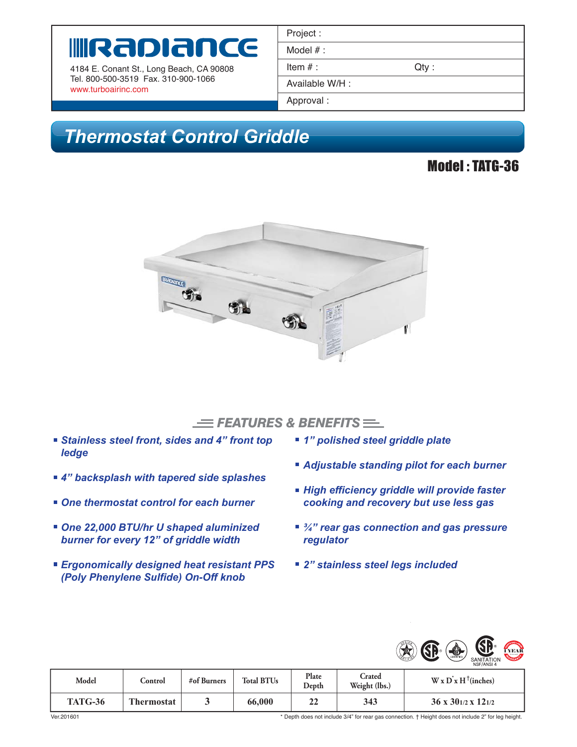# Radiance

4184 E. Conant St., Long Beach, CA 90808
Tel. 800-500-3519 Fax. 310-900-1066
www.turboairinc.com

| Project : | |
|---|---|
| Model # : | |
| Item # : | Qty : |
| Available W/H : | |
| Approval : | |

## Thermostat Control Griddle

### Model : TATG-36

## FEATURES & BENEFITS

- ***Stainless steel front, sides and 4" front top ledge***
- ***4" backsplash with tapered side splashes***
- ***One thermostat control for each burner***
- ***One 22,000 BTU/hr U shaped aluminized burner for every 12" of griddle width***
- ***Ergonomically designed heat resistant PPS (Poly Phenylene Sulfide) On-Off knob***
- ***1" polished steel griddle plate***
- ***Adjustable standing pilot for each burner***
- ***High efficiency griddle will provide faster cooking and recovery but use less gas***
- ***¾" rear gas connection and gas pressure regulator***
- ***2" stainless steel legs included***

SANITATION NSF/ANSI 4

1 YEAR WARRANTY

| Model | Control | #of Burners | Total BTUs | Plate Depth | Crated Weight (lbs.) | W x D* x H† (inches) |
|---|---|---|---|---|---|---|
| TATG-36 | Thermostat | 3 | 66,000 | 22 | 343 | 36 x 30 1/2 x 12 1/2 |

Ver.201601

\* Depth does not include 3/4" for rear gas connection. † Height does not include 2" for leg height.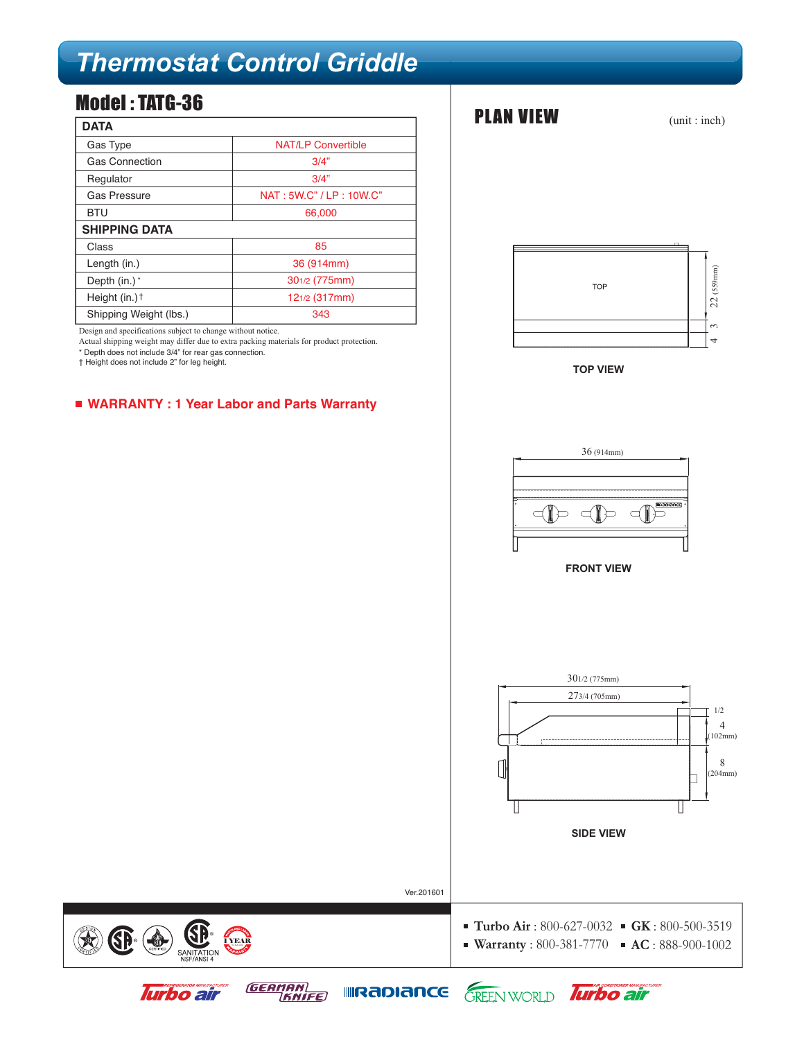# Thermostat Control Griddle

## Model : TATG-36

| DATA | |
|---|---|
| Gas Type | NAT/LP Convertible |
| Gas Connection | 3/4" |
| Regulator | 3/4" |
| Gas Pressure | NAT : 5W.C" / LP : 10W.C" |
| BTU | 66,000 |
| **SHIPPING DATA** | |
| Class | 85 |
| Length (in.) | 36 (914mm) |
| Depth (in.)* | 30 1/2 (775mm) |
| Height (in.)† | 12 1/2 (317mm) |
| Shipping Weight (lbs.) | 343 |

Design and specifications subject to change without notice.
Actual shipping weight may differ due to extra packing materials for product protection.
* Depth does not include 3/4" for rear gas connection.
† Height does not include 2" for leg height.

- **WARRANTY : 1 Year Labor and Parts Warranty**

## PLAN VIEW

(unit : inch)

TOP

22 (559mm)
3
4

TOP VIEW

36 (914mm)

FRONT VIEW

30 1/2 (775mm)
27 3/4 (705mm)
1/2
4 (102mm)
8 (204mm)

SIDE VIEW

Ver.201601

SANITATION NSF/ANSI 4

- **Turbo Air** : 800-627-0032
- **GK** : 800-500-3519
- **Warranty** : 800-381-7770
- **AC** : 888-900-1002